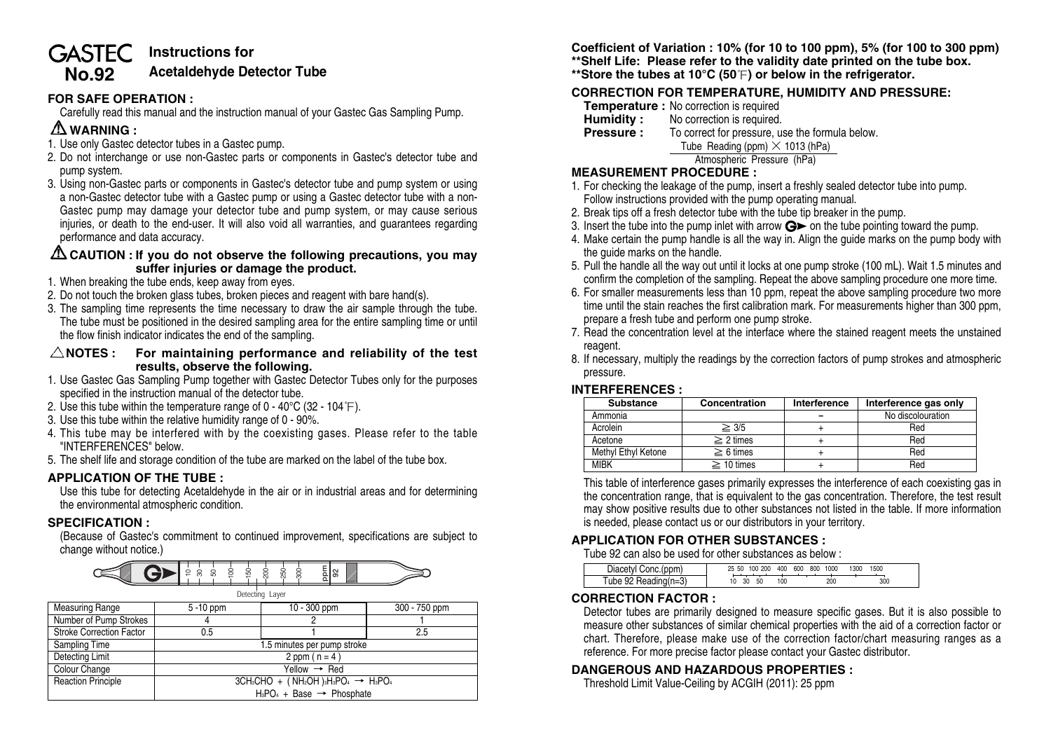# GASTEC No.92 Instructions for Acetaldehyde Detector Tube

## FOR SAFE OPERATION :

Carefully read this manual and the instruction manual of your Gastec Gas Sampling Pump.

### ⚠ WARNING :

1. Use only Gastec detector tubes in a Gastec pump.
2. Do not interchange or use non-Gastec parts or components in Gastec's detector tube and pump system.
3. Using non-Gastec parts or components in Gastec's detector tube and pump system or using a non-Gastec detector tube with a Gastec pump or using a Gastec detector tube with a non-Gastec pump may damage your detector tube and pump system, or may cause serious injuries, or death to the end-user. It will also void all warranties, and guarantees regarding performance and data accuracy.

### ⚠ CAUTION : If you do not observe the following precautions, you may suffer injuries or damage the product.

1. When breaking the tube ends, keep away from eyes.
2. Do not touch the broken glass tubes, broken pieces and reagent with bare hand(s).
3. The sampling time represents the time necessary to draw the air sample through the tube. The tube must be positioned in the desired sampling area for the entire sampling time or until the flow finish indicator indicates the end of the sampling.

### △NOTES : For maintaining performance and reliability of the test results, observe the following.

1. Use Gastec Gas Sampling Pump together with Gastec Detector Tubes only for the purposes specified in the instruction manual of the detector tube.
2. Use this tube within the temperature range of 0 - 40°C (32 - 104°F).
3. Use this tube within the relative humidity range of 0 - 90%.
4. This tube may be interfered with by the coexisting gases. Please refer to the table "INTERFERENCES" below.
5. The shelf life and storage condition of the tube are marked on the label of the tube box.

## APPLICATION OF THE TUBE :

Use this tube for detecting Acetaldehyde in the air or in industrial areas and for determining the environmental atmospheric condition.

## SPECIFICATION :

(Because of Gastec's commitment to continued improvement, specifications are subject to change without notice.)

Detecting Layer

| Measuring Range | 5 -10 ppm | 10 - 300 ppm | 300 - 750 ppm |
|---|---|---|---|
| Number of Pump Strokes | 4 | 2 | 1 |
| Stroke Correction Factor | 0.5 | 1 | 2.5 |
| Sampling Time | 1.5 minutes per pump stroke | | |
| Detecting Limit | 2 ppm ( n = 4 ) | | |
| Colour Change | Yellow → Red | | |
| Reaction Principle | $3CH_3CHO + (NH_2OH)_3H_3PO_4 \rightarrow H_3PO_4$<br>$H_3PO_4$ + Base → Phosphate | | |

**Coefficient of Variation : 10% (for 10 to 100 ppm), 5% (for 100 to 300 ppm)**
**\*\*Shelf Life: Please refer to the validity date printed on the tube box.**
**\*\*Store the tubes at 10°C (50°F) or below in the refrigerator.**

## CORRECTION FOR TEMPERATURE, HUMIDITY AND PRESSURE:

**Temperature :** No correction is required
**Humidity :** No correction is required.
**Pressure :** To correct for pressure, use the formula below.

$$\frac{\text{Tube Reading (ppm)} \times 1013 \text{ (hPa)}}{\text{Atmospheric Pressure (hPa)}}$$

## MEASUREMENT PROCEDURE :

1. For checking the leakage of the pump, insert a freshly sealed detector tube into pump. Follow instructions provided with the pump operating manual.
2. Break tips off a fresh detector tube with the tube tip breaker in the pump.
3. Insert the tube into the pump inlet with arrow G➤ on the tube pointing toward the pump.
4. Make certain the pump handle is all the way in. Align the guide marks on the pump body with the guide marks on the handle.
5. Pull the handle all the way out until it locks at one pump stroke (100 mL). Wait 1.5 minutes and confirm the completion of the sampling. Repeat the above sampling procedure one more time.
6. For smaller measurements less than 10 ppm, repeat the above sampling procedure two more time until the stain reaches the first calibration mark. For measurements higher than 300 ppm, prepare a fresh tube and perform one pump stroke.
7. Read the concentration level at the interface where the stained reagent meets the unstained reagent.
8. If necessary, multiply the readings by the correction factors of pump strokes and atmospheric pressure.

## INTERFERENCES :

| Substance | Concentration | Interference | Interference gas only |
|---|---|---|---|
| Ammonia | | − | No discolouration |
| Acrolein | ≧ 3/5 | + | Red |
| Acetone | ≧ 2 times | + | Red |
| Methyl Ethyl Ketone | ≧ 6 times | + | Red |
| MIBK | ≧ 10 times | + | Red |

This table of interference gases primarily expresses the interference of each coexisting gas in the concentration range, that is equivalent to the gas concentration. Therefore, the test result may show positive results due to other substances not listed in the table. If more information is needed, please contact us or our distributors in your territory.

## APPLICATION FOR OTHER SUBSTANCES :

Tube 92 can also be used for other substances as below :

| Diacetyl Conc.(ppm) | 25 | 50 | 100 | 200 | 400 | 600 | 800 | 1000 | 1300 | 1500 |
|---|---|---|---|---|---|---|---|---|---|---|
| Tube 92 Reading(n=3) | 10 | 30 | 50 | 100 | | | | 200 | | 300 |

## CORRECTION FACTOR :

Detector tubes are primarily designed to measure specific gases. But it is also possible to measure other substances of similar chemical properties with the aid of a correction factor or chart. Therefore, please make use of the correction factor/chart measuring ranges as a reference. For more precise factor please contact your Gastec distributor.

## DANGEROUS AND HAZARDOUS PROPERTIES :

Threshold Limit Value-Ceiling by ACGIH (2011): 25 ppm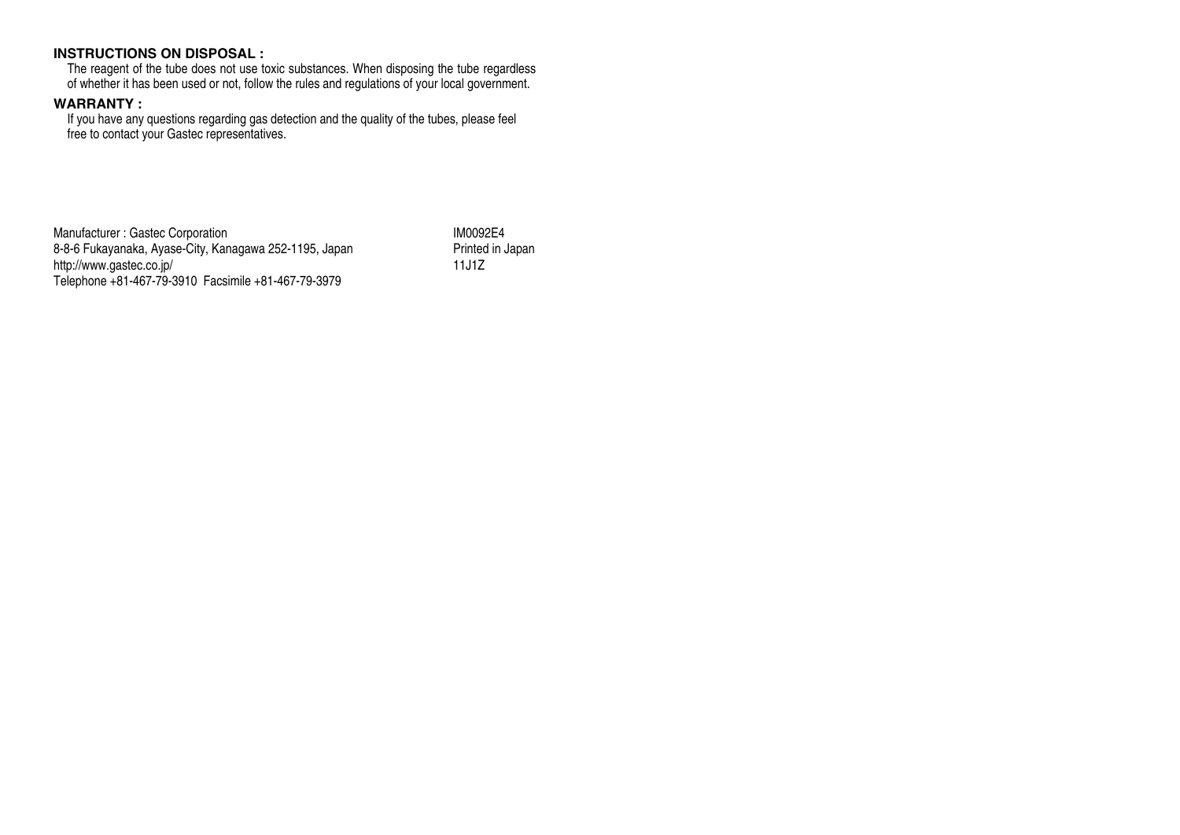**INSTRUCTIONS ON DISPOSAL :**

The reagent of the tube does not use toxic substances. When disposing the tube regardless of whether it has been used or not, follow the rules and regulations of your local government.

**WARRANTY :**

If you have any questions regarding gas detection and the quality of the tubes, please feel free to contact your Gastec representatives.

Manufacturer : Gastec Corporation
8-8-6 Fukayanaka, Ayase-City, Kanagawa 252-1195, Japan
http://www.gastec.co.jp/
Telephone +81-467-79-3910 Facsimile +81-467-79-3979

IM0092E4
Printed in Japan
11J1Z